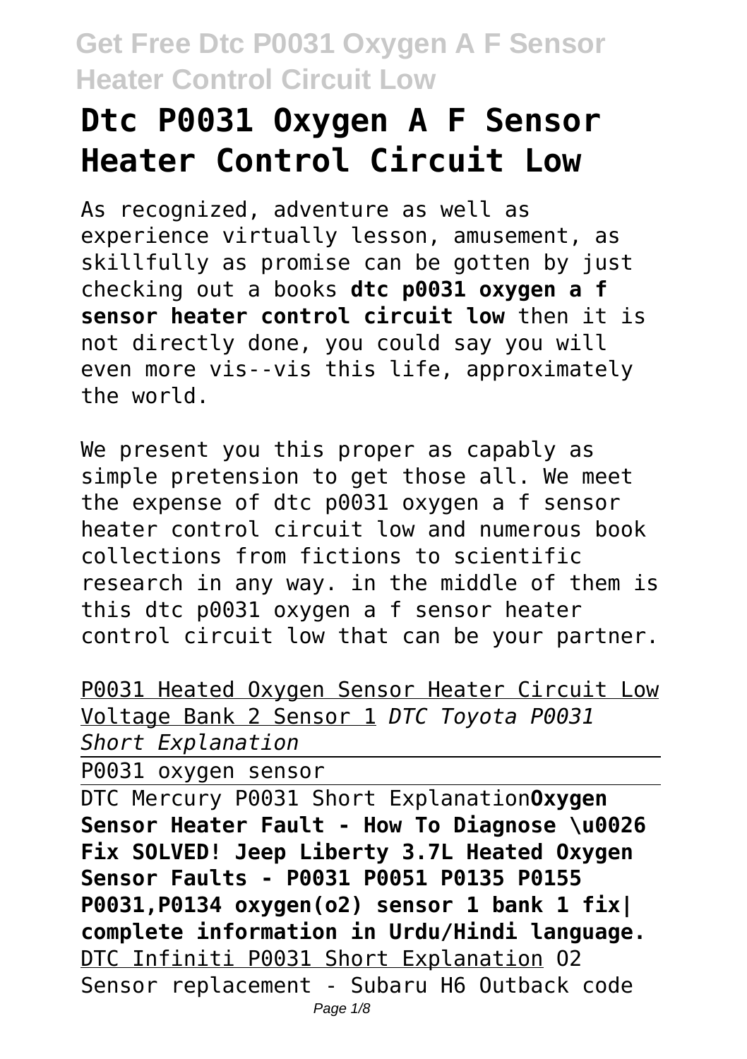# Dtc P0031 Oxygen A F Sensor Heater Control Circuit Low

As recognized, adventure as well as experience virtually lesson, amusement, as skillfully as promise can be gotten by just checking out a books **dtc p0031 oxygen a f sensor heater control circuit low** then it is not directly done, you could say you will even more vis--vis this life, approximately the world.

We present you this proper as capably as simple pretension to get those all. We meet the expense of dtc p0031 oxygen a f sensor heater control circuit low and numerous book collections from fictions to scientific research in any way. in the middle of them is this dtc p0031 oxygen a f sensor heater control circuit low that can be your partner.

P0031 Heated Oxygen Sensor Heater Circuit Low Voltage Bank 2 Sensor 1 *DTC Toyota P0031 Short Explanation*

P0031 oxygen sensor

DTC Mercury P0031 Short Explanation **Oxygen Sensor Heater Fault - How To Diagnose \u0026 Fix SOLVED! Jeep Liberty 3.7L Heated Oxygen Sensor Faults - P0031 P0051 P0135 P0155 P0031,P0134 oxygen(o2) sensor 1 bank 1 fix| complete information in Urdu/Hindi language.** DTC Infiniti P0031 Short Explanation O2 Sensor replacement - Subaru H6 Outback code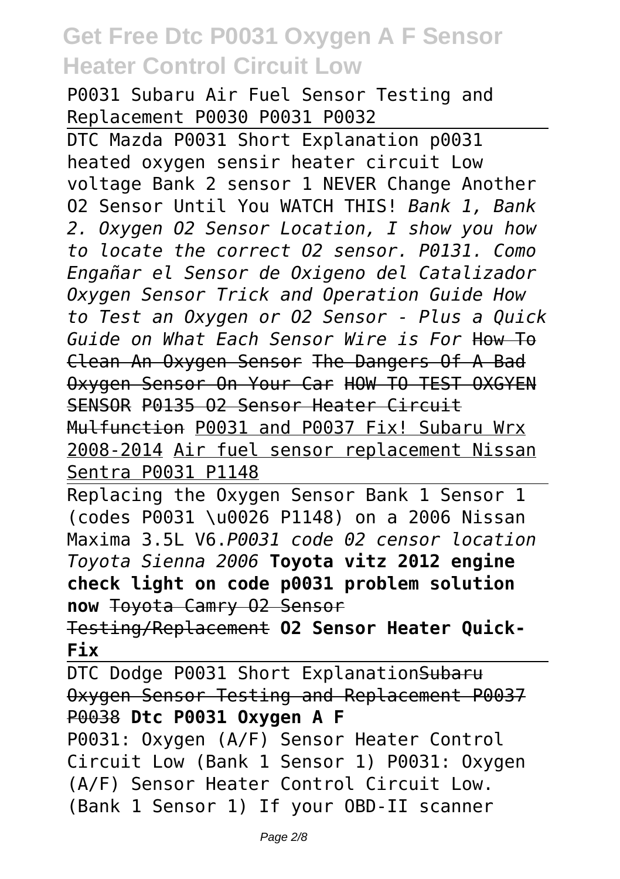P0031 Subaru Air Fuel Sensor Testing and Replacement P0030 P0031 P0032

DTC Mazda P0031 Short Explanation p0031 heated oxygen sensir heater circuit Low voltage Bank 2 sensor 1 NEVER Change Another O2 Sensor Until You WATCH THIS! *Bank 1, Bank 2. Oxygen O2 Sensor Location, I show you how to locate the correct O2 sensor. P0131. Como Engañar el Sensor de Oxigeno del Catalizador Oxygen Sensor Trick and Operation Guide How to Test an Oxygen or O2 Sensor - Plus a Quick Guide on What Each Sensor Wire is For* ~~How To Clean An Oxygen Sensor~~ ~~The Dangers Of A Bad Oxygen Sensor On Your Car~~ ~~HOW TO TEST OXGYEN SENSOR~~ ~~P0135 O2 Sensor Heater Circuit Mulfunction~~ P0031 and P0037 Fix! Subaru Wrx 2008-2014 Air fuel sensor replacement Nissan Sentra P0031 P1148

Replacing the Oxygen Sensor Bank 1 Sensor 1 (codes P0031 \u0026 P1148) on a 2006 Nissan Maxima 3.5L V6.*P0031 code 02 censor location Toyota Sienna 2006* **Toyota vitz 2012 engine check light on code p0031 problem solution now** ~~Toyota Camry O2 Sensor Testing/Replacement~~ **O2 Sensor Heater Quick-Fix**

DTC Dodge P0031 Short Explanation~~Subaru Oxygen Sensor Testing and Replacement P0037 P0038~~ **Dtc P0031 Oxygen A F**

P0031: Oxygen (A/F) Sensor Heater Control Circuit Low (Bank 1 Sensor 1) P0031: Oxygen (A/F) Sensor Heater Control Circuit Low. (Bank 1 Sensor 1) If your OBD-II scanner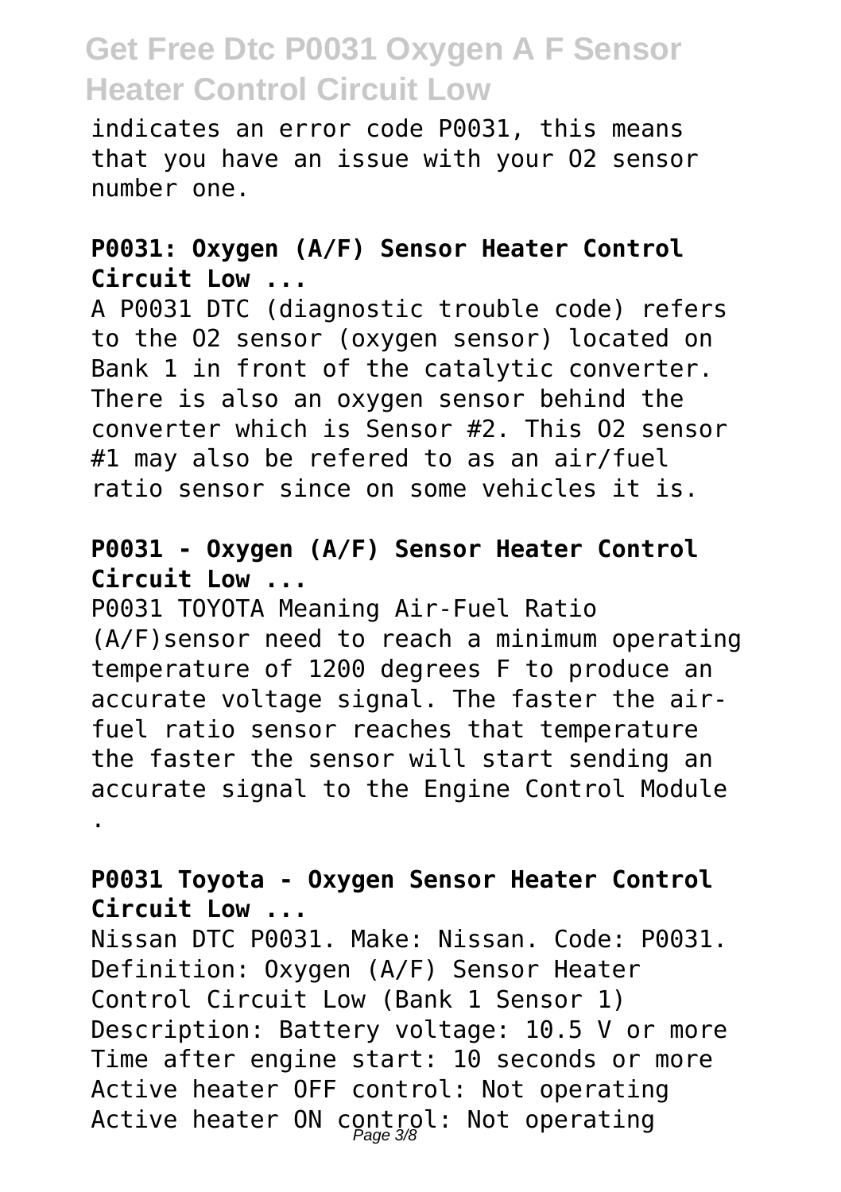indicates an error code P0031, this means that you have an issue with your O2 sensor number one.

### P0031: Oxygen (A/F) Sensor Heater Control Circuit Low ...

A P0031 DTC (diagnostic trouble code) refers to the O2 sensor (oxygen sensor) located on Bank 1 in front of the catalytic converter. There is also an oxygen sensor behind the converter which is Sensor #2. This O2 sensor #1 may also be refered to as an air/fuel ratio sensor since on some vehicles it is.

### P0031 - Oxygen (A/F) Sensor Heater Control Circuit Low ...

P0031 TOYOTA Meaning Air-Fuel Ratio (A/F)sensor need to reach a minimum operating temperature of 1200 degrees F to produce an accurate voltage signal. The faster the air-fuel ratio sensor reaches that temperature the faster the sensor will start sending an accurate signal to the Engine Control Module .

### P0031 Toyota - Oxygen Sensor Heater Control Circuit Low ...

Nissan DTC P0031. Make: Nissan. Code: P0031. Definition: Oxygen (A/F) Sensor Heater Control Circuit Low (Bank 1 Sensor 1) Description: Battery voltage: 10.5 V or more Time after engine start: 10 seconds or more Active heater OFF control: Not operating Active heater ON control: Not operating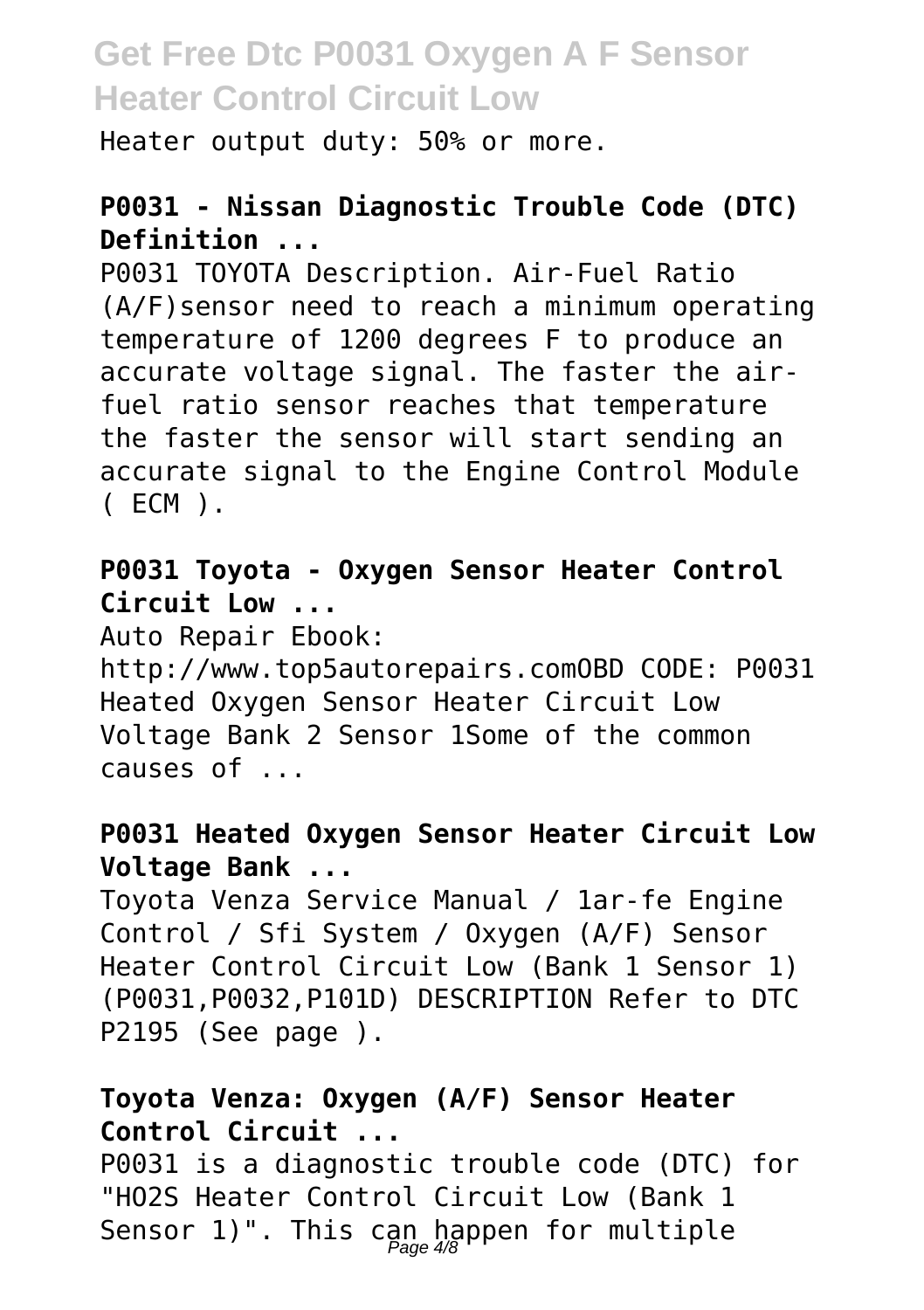Heater output duty: 50% or more.

**P0031 - Nissan Diagnostic Trouble Code (DTC) Definition ...**

P0031 TOYOTA Description. Air-Fuel Ratio (A/F)sensor need to reach a minimum operating temperature of 1200 degrees F to produce an accurate voltage signal. The faster the air-fuel ratio sensor reaches that temperature the faster the sensor will start sending an accurate signal to the Engine Control Module ( ECM ).

**P0031 Toyota - Oxygen Sensor Heater Control Circuit Low ...**

Auto Repair Ebook: http://www.top5autorepairs.comOBD CODE: P0031 Heated Oxygen Sensor Heater Circuit Low Voltage Bank 2 Sensor 1Some of the common causes of ...

**P0031 Heated Oxygen Sensor Heater Circuit Low Voltage Bank ...**

Toyota Venza Service Manual / 1ar-fe Engine Control / Sfi System / Oxygen (A/F) Sensor Heater Control Circuit Low (Bank 1 Sensor 1) (P0031,P0032,P101D) DESCRIPTION Refer to DTC P2195 (See page ).

**Toyota Venza: Oxygen (A/F) Sensor Heater Control Circuit ...**

P0031 is a diagnostic trouble code (DTC) for "HO2S Heater Control Circuit Low (Bank 1 Sensor 1)". This can happen for multiple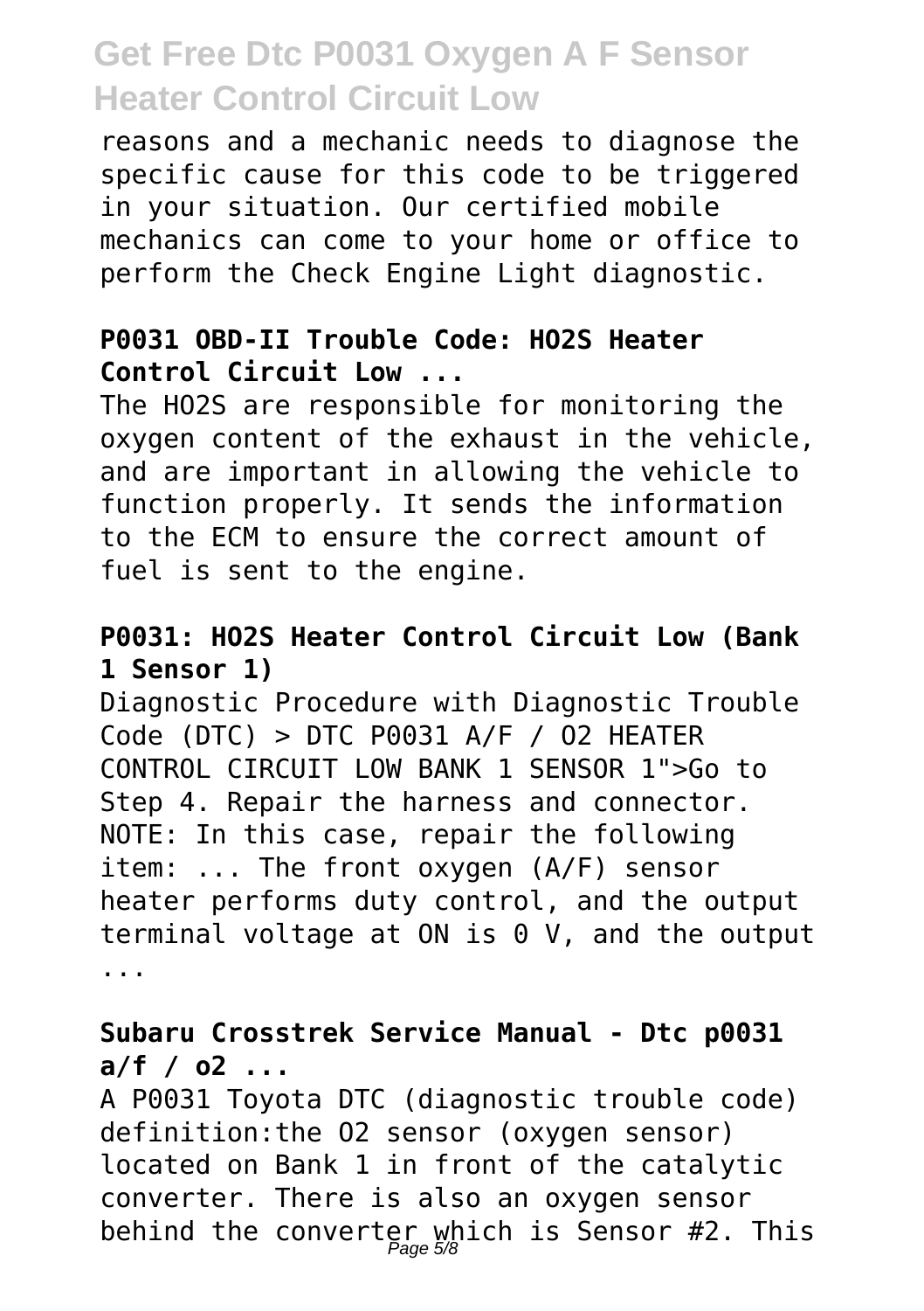reasons and a mechanic needs to diagnose the specific cause for this code to be triggered in your situation. Our certified mobile mechanics can come to your home or office to perform the Check Engine Light diagnostic.

### P0031 OBD-II Trouble Code: HO2S Heater Control Circuit Low ...

The HO2S are responsible for monitoring the oxygen content of the exhaust in the vehicle, and are important in allowing the vehicle to function properly. It sends the information to the ECM to ensure the correct amount of fuel is sent to the engine.

### P0031: HO2S Heater Control Circuit Low (Bank 1 Sensor 1)

Diagnostic Procedure with Diagnostic Trouble Code (DTC) > DTC P0031 A/F / O2 HEATER CONTROL CIRCUIT LOW BANK 1 SENSOR 1">Go to Step 4. Repair the harness and connector. NOTE: In this case, repair the following item: ... The front oxygen (A/F) sensor heater performs duty control, and the output terminal voltage at ON is 0 V, and the output ...

### Subaru Crosstrek Service Manual - Dtc p0031 a/f / o2 ...

A P0031 Toyota DTC (diagnostic trouble code) definition:the O2 sensor (oxygen sensor) located on Bank 1 in front of the catalytic converter. There is also an oxygen sensor behind the converter which is Sensor #2. This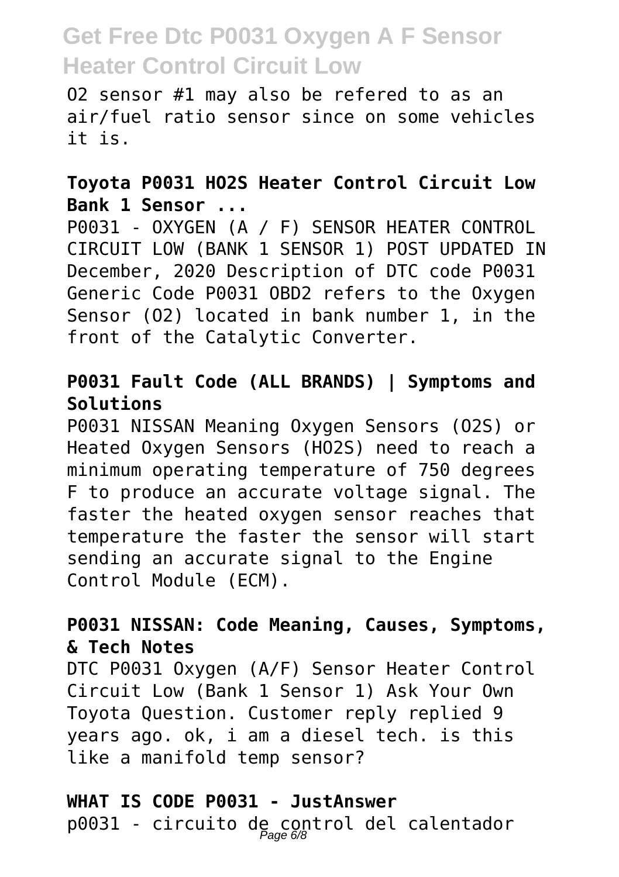O2 sensor #1 may also be refered to as an air/fuel ratio sensor since on some vehicles it is.

**Toyota P0031 HO2S Heater Control Circuit Low Bank 1 Sensor ...**

P0031 - OXYGEN (A / F) SENSOR HEATER CONTROL CIRCUIT LOW (BANK 1 SENSOR 1) POST UPDATED IN December, 2020 Description of DTC code P0031 Generic Code P0031 OBD2 refers to the Oxygen Sensor (O2) located in bank number 1, in the front of the Catalytic Converter.

**P0031 Fault Code (ALL BRANDS) | Symptoms and Solutions**

P0031 NISSAN Meaning Oxygen Sensors (O2S) or Heated Oxygen Sensors (HO2S) need to reach a minimum operating temperature of 750 degrees F to produce an accurate voltage signal. The faster the heated oxygen sensor reaches that temperature the faster the sensor will start sending an accurate signal to the Engine Control Module (ECM).

**P0031 NISSAN: Code Meaning, Causes, Symptoms, & Tech Notes**

DTC P0031 Oxygen (A/F) Sensor Heater Control Circuit Low (Bank 1 Sensor 1) Ask Your Own Toyota Question. Customer reply replied 9 years ago. ok, i am a diesel tech. is this like a manifold temp sensor?

**WHAT IS CODE P0031 - JustAnswer**

p0031 - circuito de control del calentador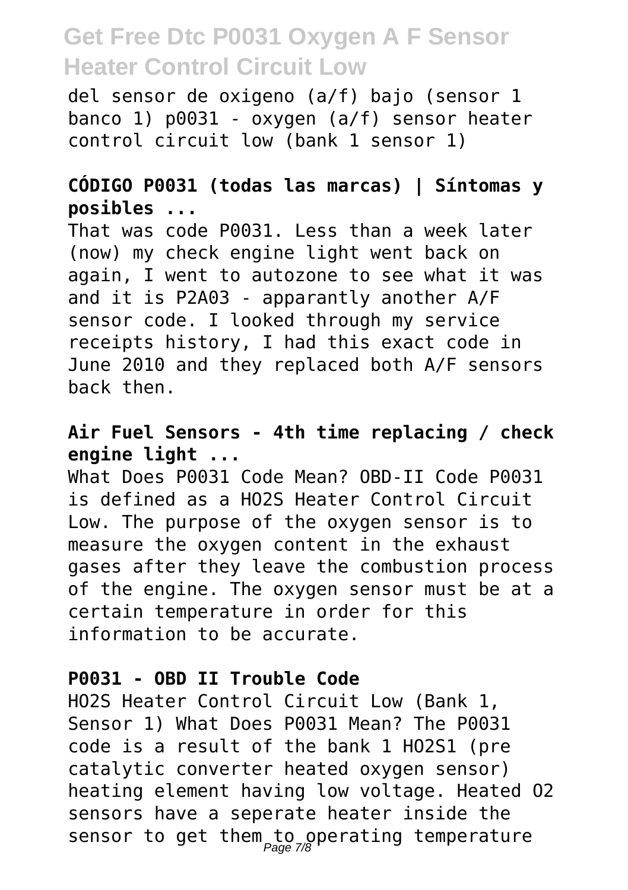del sensor de oxigeno (a/f) bajo (sensor 1 banco 1) p0031 - oxygen (a/f) sensor heater control circuit low (bank 1 sensor 1)

**CÓDIGO P0031 (todas las marcas) | Síntomas y posibles ...**

That was code P0031. Less than a week later (now) my check engine light went back on again, I went to autozone to see what it was and it is P2A03 - apparantly another A/F sensor code. I looked through my service receipts history, I had this exact code in June 2010 and they replaced both A/F sensors back then.

**Air Fuel Sensors - 4th time replacing / check engine light ...**

What Does P0031 Code Mean? OBD-II Code P0031 is defined as a HO2S Heater Control Circuit Low. The purpose of the oxygen sensor is to measure the oxygen content in the exhaust gases after they leave the combustion process of the engine. The oxygen sensor must be at a certain temperature in order for this information to be accurate.

**P0031 - OBD II Trouble Code**

HO2S Heater Control Circuit Low (Bank 1, Sensor 1) What Does P0031 Mean? The P0031 code is a result of the bank 1 HO2S1 (pre catalytic converter heated oxygen sensor) heating element having low voltage. Heated O2 sensors have a seperate heater inside the sensor to get them to operating temperature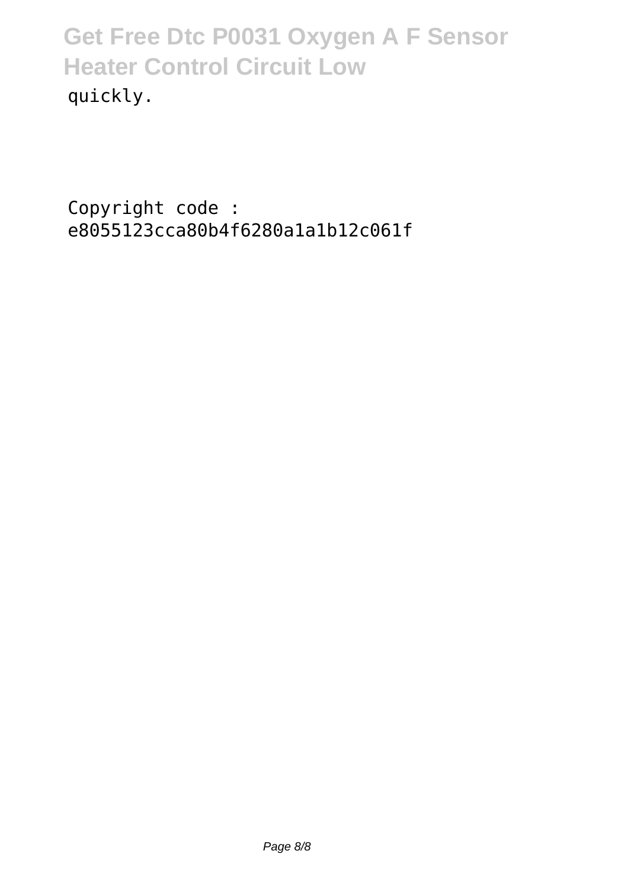quickly.

Copyright code : e8055123cca80b4f6280a1a1b12c061f